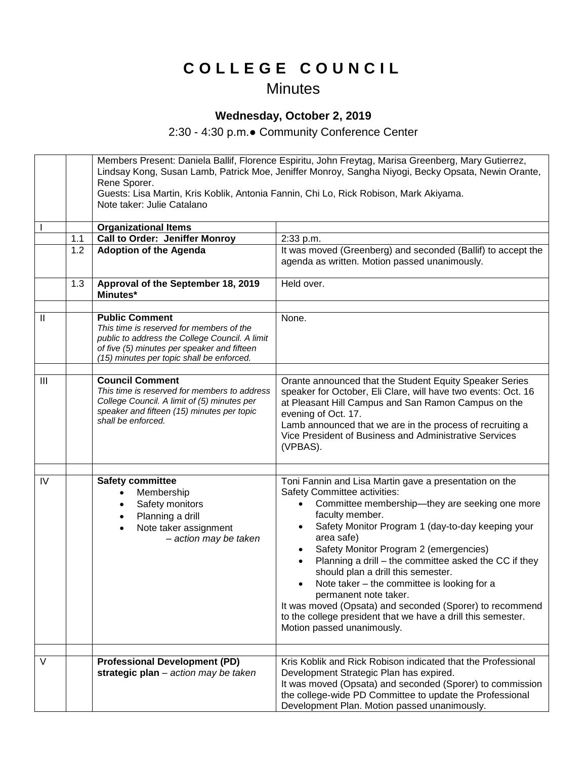# COLLEGE COUNCIL

## Minutes

### Wednesday, October 2, 2019

2:30 - 4:30 p.m.● Community Conference Center

| | | | |
|---|---|---|---|
| | | Members Present: Daniela Ballif, Florence Espiritu, John Freytag, Marisa Greenberg, Mary Gutierrez, Lindsay Kong, Susan Lamb, Patrick Moe, Jeniffer Monroy, Sangha Niyogi, Becky Opsata, Newin Orante, Rene Sporer.<br>Guests: Lisa Martin, Kris Koblik, Antonia Fannin, Chi Lo, Rick Robison, Mark Akiyama.<br>Note taker: Julie Catalano | |
| I | | **Organizational Items** | |
| | 1.1 | **Call to Order: Jeniffer Monroy** | 2:33 p.m. |
| | 1.2 | **Adoption of the Agenda** | It was moved (Greenberg) and seconded (Ballif) to accept the agenda as written. Motion passed unanimously. |
| | 1.3 | **Approval of the September 18, 2019 Minutes*** | Held over. |
| | | | |
| II | | **Public Comment**<br>*This time is reserved for members of the public to address the College Council. A limit of five (5) minutes per speaker and fifteen (15) minutes per topic shall be enforced.* | None. |
| | | | |
| III | | **Council Comment**<br>*This time is reserved for members to address College Council. A limit of (5) minutes per speaker and fifteen (15) minutes per topic shall be enforced.* | Orante announced that the Student Equity Speaker Series speaker for October, Eli Clare, will have two events: Oct. 16 at Pleasant Hill Campus and San Ramon Campus on the evening of Oct. 17.<br>Lamb announced that we are in the process of recruiting a Vice President of Business and Administrative Services (VPBAS). |
| | | | |
| IV | | **Safety committee**<br>• Membership<br>• Safety monitors<br>• Planning a drill<br>• Note taker assignment<br>*– action may be taken* | Toni Fannin and Lisa Martin gave a presentation on the Safety Committee activities:<br>• Committee membership—they are seeking one more faculty member.<br>• Safety Monitor Program 1 (day-to-day keeping your area safe)<br>• Safety Monitor Program 2 (emergencies)<br>• Planning a drill – the committee asked the CC if they should plan a drill this semester.<br>• Note taker – the committee is looking for a permanent note taker.<br>It was moved (Opsata) and seconded (Sporer) to recommend to the college president that we have a drill this semester. Motion passed unanimously. |
| | | | |
| V | | **Professional Development (PD) strategic plan** – *action may be taken* | Kris Koblik and Rick Robison indicated that the Professional Development Strategic Plan has expired.<br>It was moved (Opsata) and seconded (Sporer) to commission the college-wide PD Committee to update the Professional Development Plan. Motion passed unanimously. |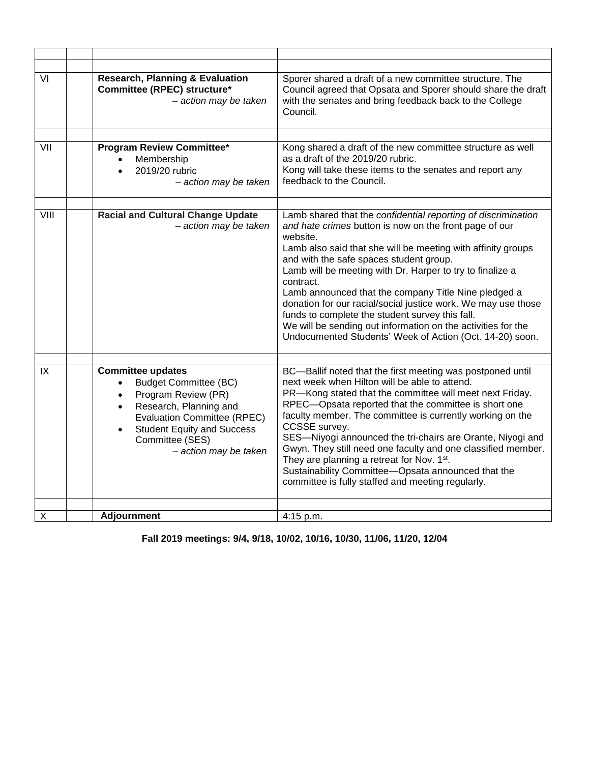| | | | |
|---|---|---|---|
| | | | |
| VI | | **Research, Planning & Evaluation Committee (RPEC) structure*** *– action may be taken* | Sporer shared a draft of a new committee structure. The Council agreed that Opsata and Sporer should share the draft with the senates and bring feedback back to the College Council. |
| | | | |
| VII | | **Program Review Committee*** <br>• Membership <br>• 2019/20 rubric <br>*– action may be taken* | Kong shared a draft of the new committee structure as well as a draft of the 2019/20 rubric. <br>Kong will take these items to the senates and report any feedback to the Council. |
| | | | |
| VIII | | **Racial and Cultural Change Update** *– action may be taken* | Lamb shared that the *confidential reporting of discrimination and hate crimes* button is now on the front page of our website. <br>Lamb also said that she will be meeting with affinity groups and with the safe spaces student group. <br>Lamb will be meeting with Dr. Harper to try to finalize a contract. <br>Lamb announced that the company Title Nine pledged a donation for our racial/social justice work. We may use those funds to complete the student survey this fall. <br>We will be sending out information on the activities for the Undocumented Students' Week of Action (Oct. 14-20) soon. |
| | | | |
| IX | | **Committee updates** <br>• Budget Committee (BC) <br>• Program Review (PR) <br>• Research, Planning and Evaluation Committee (RPEC) <br>• Student Equity and Success Committee (SES) <br>*– action may be taken* | BC—Ballif noted that the first meeting was postponed until next week when Hilton will be able to attend. <br>PR—Kong stated that the committee will meet next Friday. <br>RPEC—Opsata reported that the committee is short one faculty member. The committee is currently working on the CCSSE survey. <br>SES—Niyogi announced the tri-chairs are Orante, Niyogi and Gwyn. They still need one faculty and one classified member. They are planning a retreat for Nov. 1st. <br>Sustainability Committee—Opsata announced that the committee is fully staffed and meeting regularly. |
| | | | |
| X | | **Adjournment** | 4:15 p.m. |

**Fall 2019 meetings: 9/4, 9/18, 10/02, 10/16, 10/30, 11/06, 11/20, 12/04**